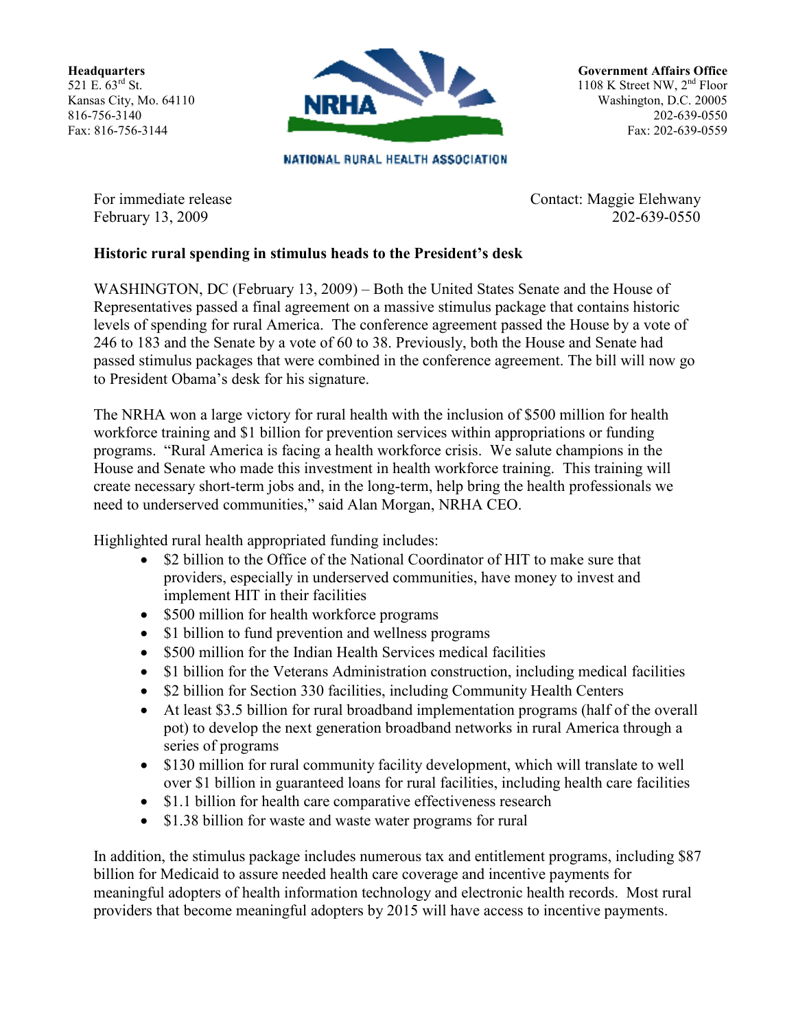**Headquarters**
521 E. 63rd St.
Kansas City, Mo. 64110
816-756-3140
Fax: 816-756-3144

NRHA
NATIONAL RURAL HEALTH ASSOCIATION

**Government Affairs Office**
1108 K Street NW, 2nd Floor
Washington, D.C. 20005
202-639-0550
Fax: 202-639-0559

For immediate release
February 13, 2009

Contact: Maggie Elehwany
202-639-0550

**Historic rural spending in stimulus heads to the President's desk**

WASHINGTON, DC (February 13, 2009) – Both the United States Senate and the House of Representatives passed a final agreement on a massive stimulus package that contains historic levels of spending for rural America. The conference agreement passed the House by a vote of 246 to 183 and the Senate by a vote of 60 to 38. Previously, both the House and Senate had passed stimulus packages that were combined in the conference agreement. The bill will now go to President Obama's desk for his signature.

The NRHA won a large victory for rural health with the inclusion of $500 million for health workforce training and $1 billion for prevention services within appropriations or funding programs. "Rural America is facing a health workforce crisis. We salute champions in the House and Senate who made this investment in health workforce training. This training will create necessary short-term jobs and, in the long-term, help bring the health professionals we need to underserved communities," said Alan Morgan, NRHA CEO.

Highlighted rural health appropriated funding includes:

- $2 billion to the Office of the National Coordinator of HIT to make sure that providers, especially in underserved communities, have money to invest and implement HIT in their facilities
- $500 million for health workforce programs
- $1 billion to fund prevention and wellness programs
- $500 million for the Indian Health Services medical facilities
- $1 billion for the Veterans Administration construction, including medical facilities
- $2 billion for Section 330 facilities, including Community Health Centers
- At least $3.5 billion for rural broadband implementation programs (half of the overall pot) to develop the next generation broadband networks in rural America through a series of programs
- $130 million for rural community facility development, which will translate to well over $1 billion in guaranteed loans for rural facilities, including health care facilities
- $1.1 billion for health care comparative effectiveness research
- $1.38 billion for waste and waste water programs for rural

In addition, the stimulus package includes numerous tax and entitlement programs, including $87 billion for Medicaid to assure needed health care coverage and incentive payments for meaningful adopters of health information technology and electronic health records. Most rural providers that become meaningful adopters by 2015 will have access to incentive payments.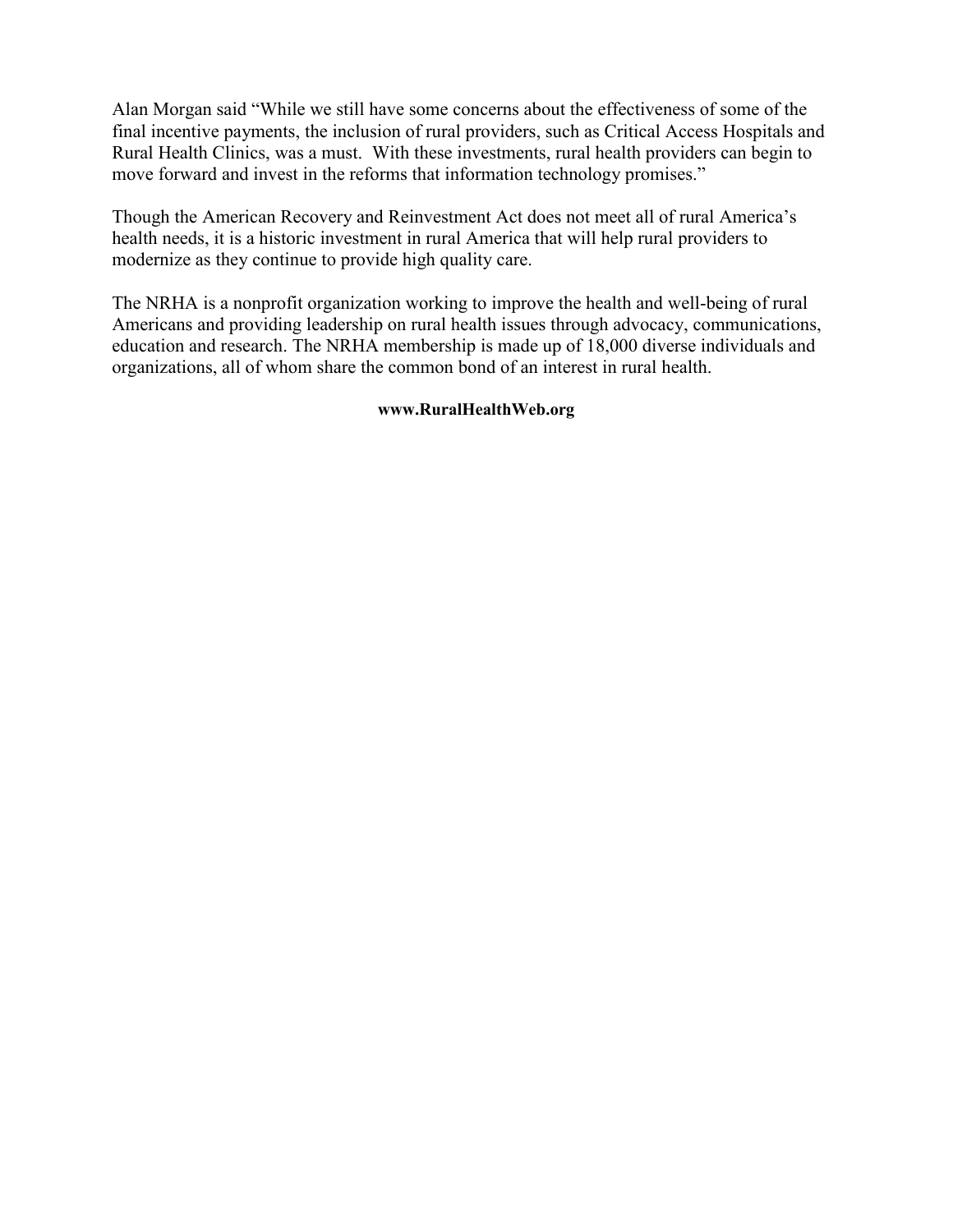Alan Morgan said "While we still have some concerns about the effectiveness of some of the final incentive payments, the inclusion of rural providers, such as Critical Access Hospitals and Rural Health Clinics, was a must. With these investments, rural health providers can begin to move forward and invest in the reforms that information technology promises."

Though the American Recovery and Reinvestment Act does not meet all of rural America's health needs, it is a historic investment in rural America that will help rural providers to modernize as they continue to provide high quality care.

The NRHA is a nonprofit organization working to improve the health and well-being of rural Americans and providing leadership on rural health issues through advocacy, communications, education and research. The NRHA membership is made up of 18,000 diverse individuals and organizations, all of whom share the common bond of an interest in rural health.

**www.RuralHealthWeb.org**